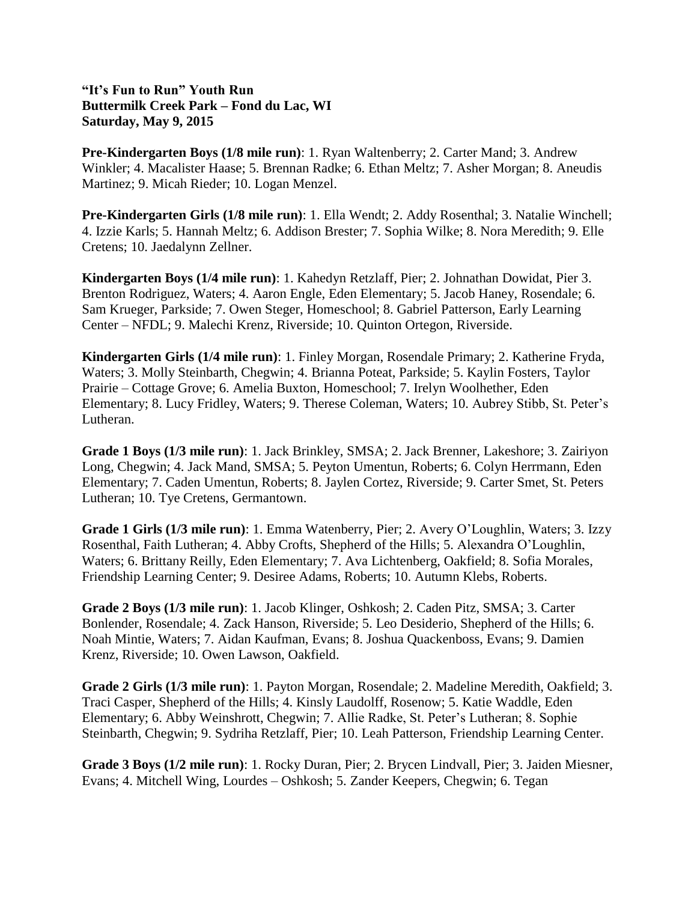**"It's Fun to Run" Youth Run**
**Buttermilk Creek Park – Fond du Lac, WI**
**Saturday, May 9, 2015**

**Pre-Kindergarten Boys (1/8 mile run)**: 1. Ryan Waltenberry; 2. Carter Mand; 3. Andrew Winkler; 4. Macalister Haase; 5. Brennan Radke; 6. Ethan Meltz; 7. Asher Morgan; 8. Aneudis Martinez; 9. Micah Rieder; 10. Logan Menzel.

**Pre-Kindergarten Girls (1/8 mile run)**: 1. Ella Wendt; 2. Addy Rosenthal; 3. Natalie Winchell; 4. Izzie Karls; 5. Hannah Meltz; 6. Addison Brester; 7. Sophia Wilke; 8. Nora Meredith; 9. Elle Cretens; 10. Jaedalynn Zellner.

**Kindergarten Boys (1/4 mile run)**: 1. Kahedyn Retzlaff, Pier; 2. Johnathan Dowidat, Pier 3. Brenton Rodriguez, Waters; 4. Aaron Engle, Eden Elementary; 5. Jacob Haney, Rosendale; 6. Sam Krueger, Parkside; 7. Owen Steger, Homeschool; 8. Gabriel Patterson, Early Learning Center – NFDL; 9. Malechi Krenz, Riverside; 10. Quinton Ortegon, Riverside.

**Kindergarten Girls (1/4 mile run)**: 1. Finley Morgan, Rosendale Primary; 2. Katherine Fryda, Waters; 3. Molly Steinbarth, Chegwin; 4. Brianna Poteat, Parkside; 5. Kaylin Fosters, Taylor Prairie – Cottage Grove; 6. Amelia Buxton, Homeschool; 7. Irelyn Woolhether, Eden Elementary; 8. Lucy Fridley, Waters; 9. Therese Coleman, Waters; 10. Aubrey Stibb, St. Peter's Lutheran.

**Grade 1 Boys (1/3 mile run)**: 1. Jack Brinkley, SMSA; 2. Jack Brenner, Lakeshore; 3. Zairiyon Long, Chegwin; 4. Jack Mand, SMSA; 5. Peyton Umentun, Roberts; 6. Colyn Herrmann, Eden Elementary; 7. Caden Umentun, Roberts; 8. Jaylen Cortez, Riverside; 9. Carter Smet, St. Peters Lutheran; 10. Tye Cretens, Germantown.

**Grade 1 Girls (1/3 mile run)**: 1. Emma Watenberry, Pier; 2. Avery O'Loughlin, Waters; 3. Izzy Rosenthal, Faith Lutheran; 4. Abby Crofts, Shepherd of the Hills; 5. Alexandra O'Loughlin, Waters; 6. Brittany Reilly, Eden Elementary; 7. Ava Lichtenberg, Oakfield; 8. Sofia Morales, Friendship Learning Center; 9. Desiree Adams, Roberts; 10. Autumn Klebs, Roberts.

**Grade 2 Boys (1/3 mile run)**: 1. Jacob Klinger, Oshkosh; 2. Caden Pitz, SMSA; 3. Carter Bonlender, Rosendale; 4. Zack Hanson, Riverside; 5. Leo Desiderio, Shepherd of the Hills; 6. Noah Mintie, Waters; 7. Aidan Kaufman, Evans; 8. Joshua Quackenboss, Evans; 9. Damien Krenz, Riverside; 10. Owen Lawson, Oakfield.

**Grade 2 Girls (1/3 mile run)**: 1. Payton Morgan, Rosendale; 2. Madeline Meredith, Oakfield; 3. Traci Casper, Shepherd of the Hills; 4. Kinsly Laudolff, Rosenow; 5. Katie Waddle, Eden Elementary; 6. Abby Weinshrott, Chegwin; 7. Allie Radke, St. Peter's Lutheran; 8. Sophie Steinbarth, Chegwin; 9. Sydriha Retzlaff, Pier; 10. Leah Patterson, Friendship Learning Center.

**Grade 3 Boys (1/2 mile run)**: 1. Rocky Duran, Pier; 2. Brycen Lindvall, Pier; 3. Jaiden Miesner, Evans; 4. Mitchell Wing, Lourdes – Oshkosh; 5. Zander Keepers, Chegwin; 6. Tegan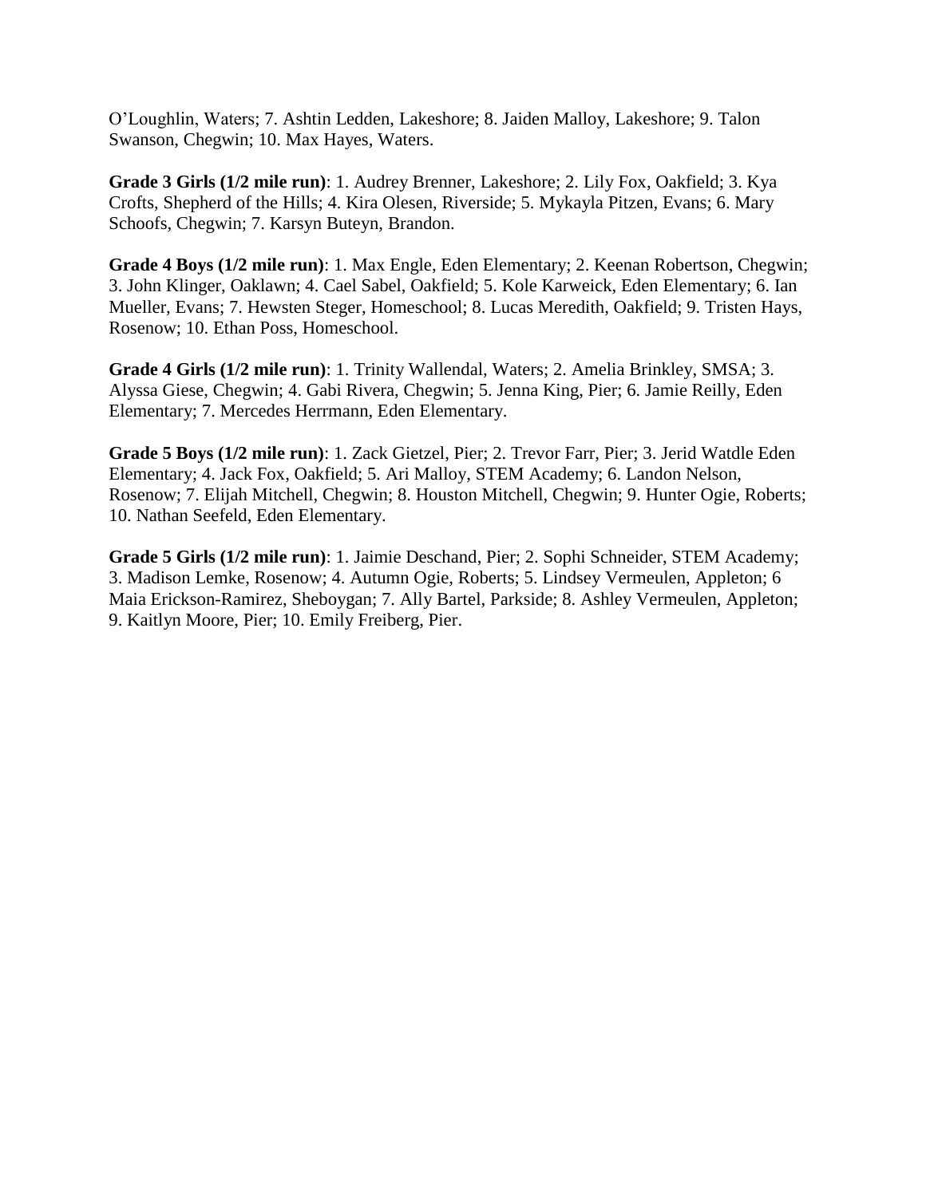O'Loughlin, Waters; 7. Ashtin Ledden, Lakeshore; 8. Jaiden Malloy, Lakeshore; 9. Talon Swanson, Chegwin; 10. Max Hayes, Waters.

**Grade 3 Girls (1/2 mile run)**: 1. Audrey Brenner, Lakeshore; 2. Lily Fox, Oakfield; 3. Kya Crofts, Shepherd of the Hills; 4. Kira Olesen, Riverside; 5. Mykayla Pitzen, Evans; 6. Mary Schoofs, Chegwin; 7. Karsyn Buteyn, Brandon.

**Grade 4 Boys (1/2 mile run)**: 1. Max Engle, Eden Elementary; 2. Keenan Robertson, Chegwin; 3. John Klinger, Oaklawn; 4. Cael Sabel, Oakfield; 5. Kole Karweick, Eden Elementary; 6. Ian Mueller, Evans; 7. Hewsten Steger, Homeschool; 8. Lucas Meredith, Oakfield; 9. Tristen Hays, Rosenow; 10. Ethan Poss, Homeschool.

**Grade 4 Girls (1/2 mile run)**: 1. Trinity Wallendal, Waters; 2. Amelia Brinkley, SMSA; 3. Alyssa Giese, Chegwin; 4. Gabi Rivera, Chegwin; 5. Jenna King, Pier; 6. Jamie Reilly, Eden Elementary; 7. Mercedes Herrmann, Eden Elementary.

**Grade 5 Boys (1/2 mile run)**: 1. Zack Gietzel, Pier; 2. Trevor Farr, Pier; 3. Jerid Watdle Eden Elementary; 4. Jack Fox, Oakfield; 5. Ari Malloy, STEM Academy; 6. Landon Nelson, Rosenow; 7. Elijah Mitchell, Chegwin; 8. Houston Mitchell, Chegwin; 9. Hunter Ogie, Roberts; 10. Nathan Seefeld, Eden Elementary.

**Grade 5 Girls (1/2 mile run)**: 1. Jaimie Deschand, Pier; 2. Sophi Schneider, STEM Academy; 3. Madison Lemke, Rosenow; 4. Autumn Ogie, Roberts; 5. Lindsey Vermeulen, Appleton; 6 Maia Erickson-Ramirez, Sheboygan; 7. Ally Bartel, Parkside; 8. Ashley Vermeulen, Appleton; 9. Kaitlyn Moore, Pier; 10. Emily Freiberg, Pier.